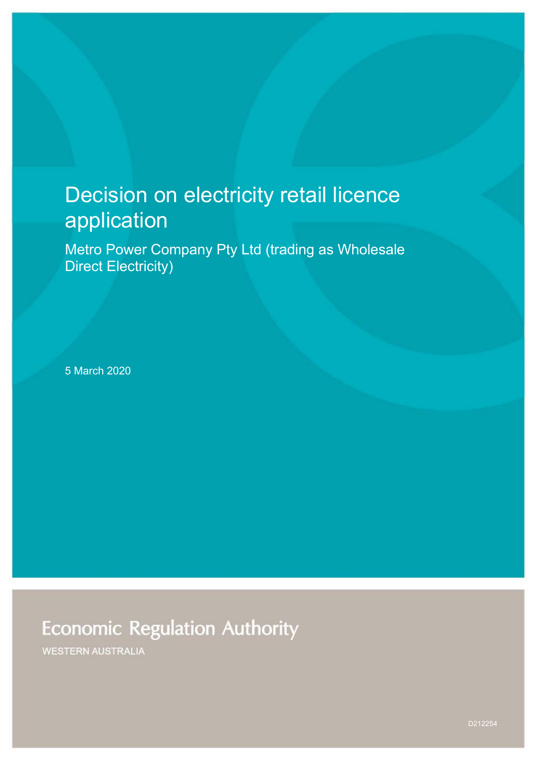# Decision on electricity retail licence application

## Metro Power Company Pty Ltd (trading as Wholesale Direct Electricity)

5 March 2020

Economic Regulation Authority

WESTERN AUSTRALIA

D212254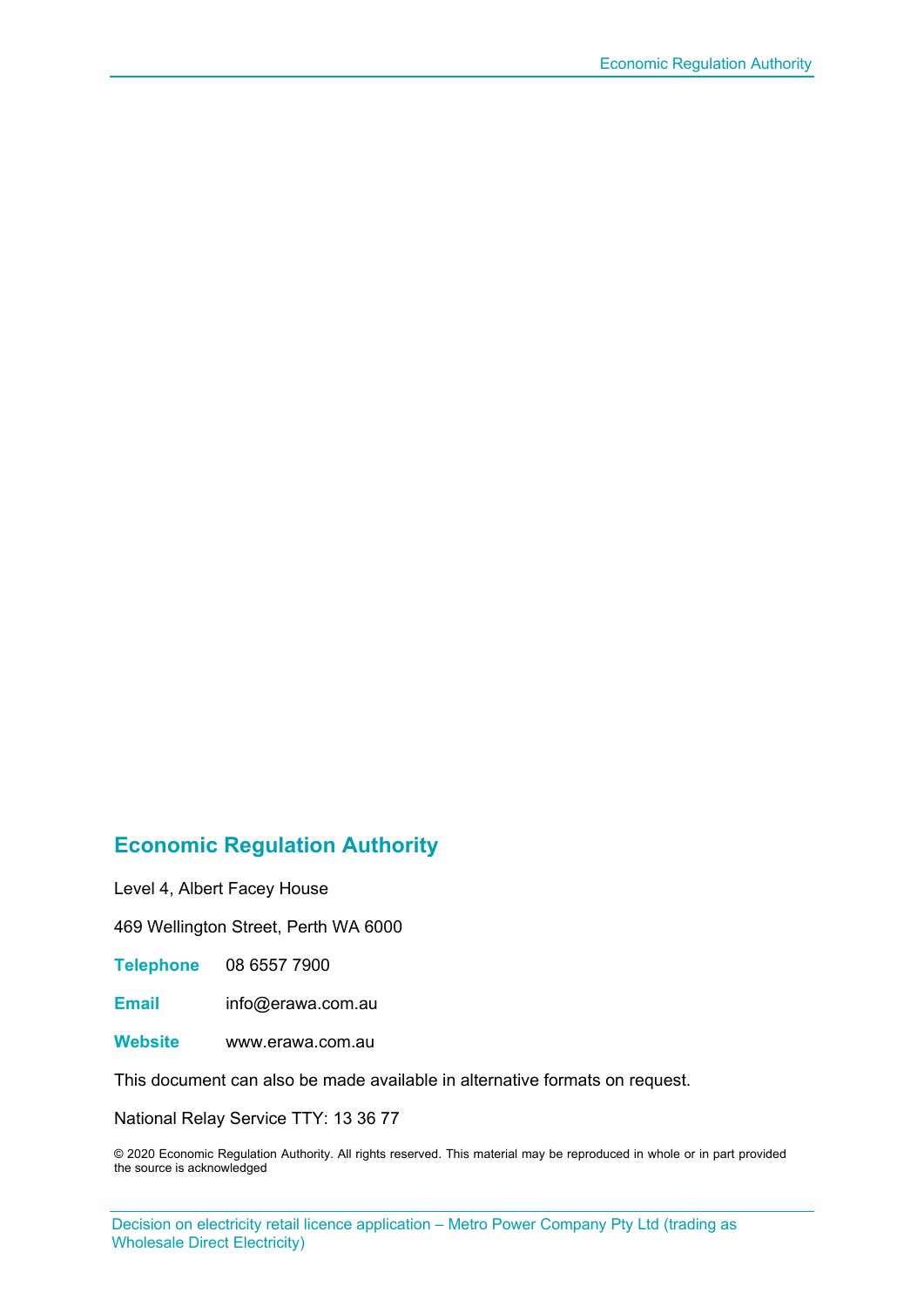## Economic Regulation Authority

Level 4, Albert Facey House

469 Wellington Street, Perth WA 6000

**Telephone** 08 6557 7900

**Email** info@erawa.com.au

**Website** www.erawa.com.au

This document can also be made available in alternative formats on request.

National Relay Service TTY: 13 36 77

© 2020 Economic Regulation Authority. All rights reserved. This material may be reproduced in whole or in part provided the source is acknowledged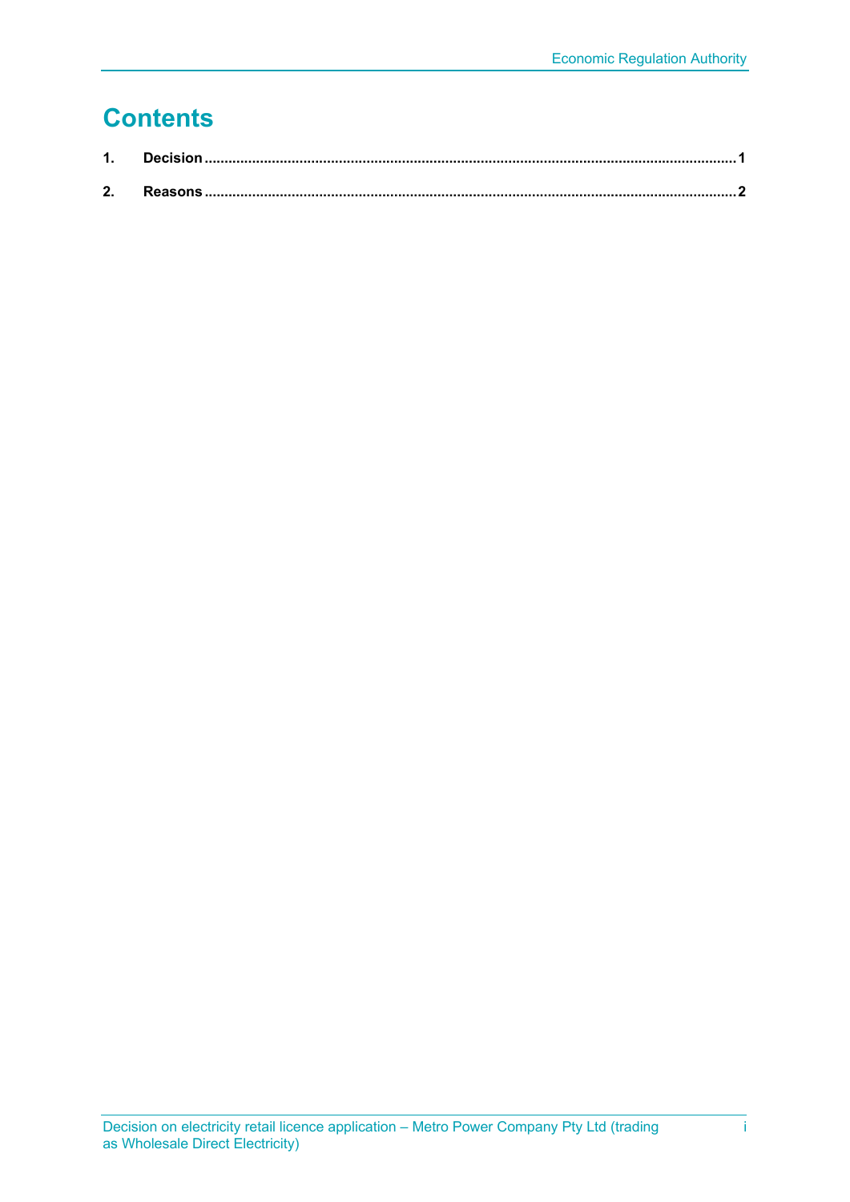# Contents

1. Decision ........................................................................................................................................1
2. Reasons ........................................................................................................................................2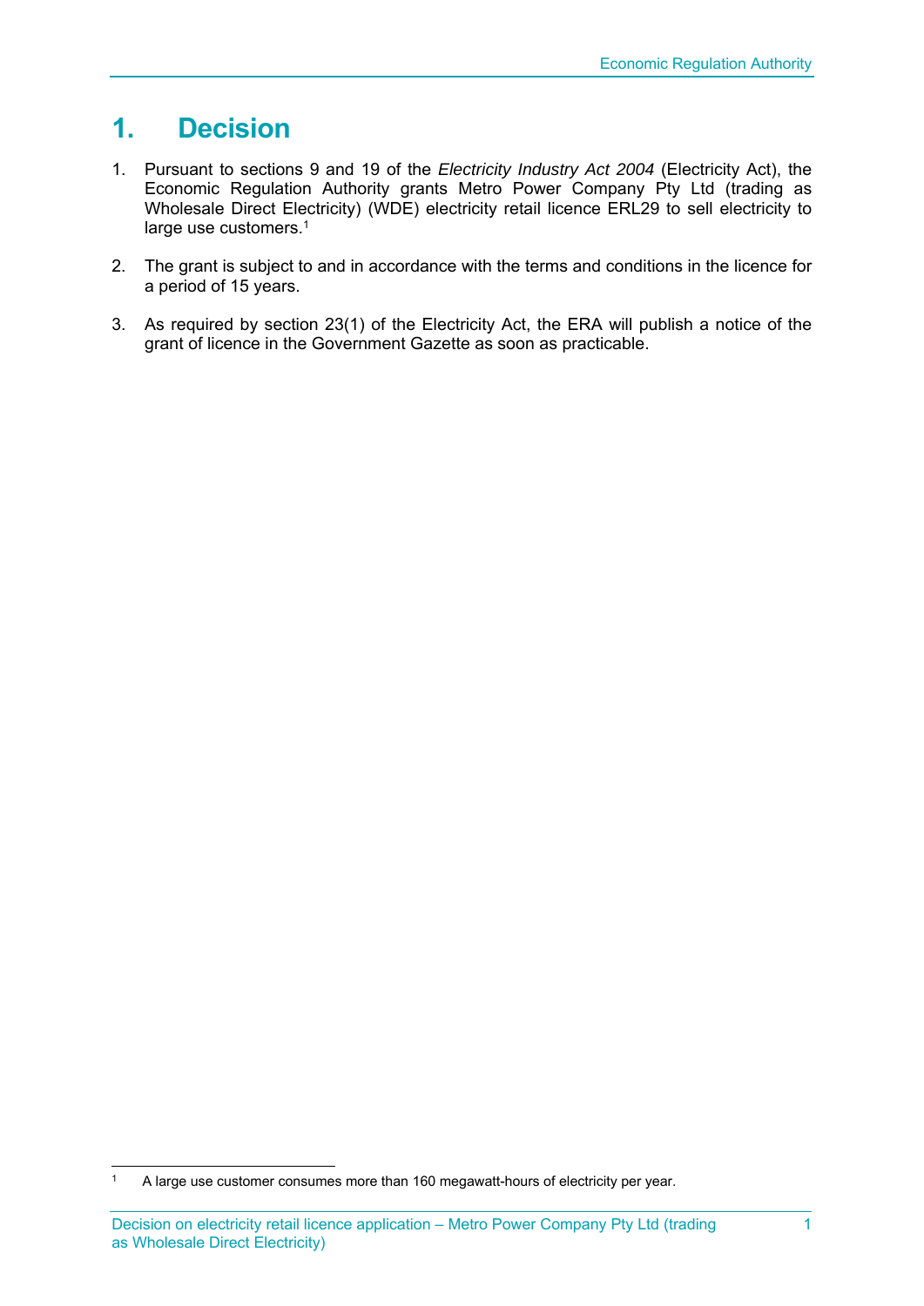# 1. Decision

1. Pursuant to sections 9 and 19 of the *Electricity Industry Act 2004* (Electricity Act), the Economic Regulation Authority grants Metro Power Company Pty Ltd (trading as Wholesale Direct Electricity) (WDE) electricity retail licence ERL29 to sell electricity to large use customers.[1]

2. The grant is subject to and in accordance with the terms and conditions in the licence for a period of 15 years.

3. As required by section 23(1) of the Electricity Act, the ERA will publish a notice of the grant of licence in the Government Gazette as soon as practicable.

[1] A large use customer consumes more than 160 megawatt-hours of electricity per year.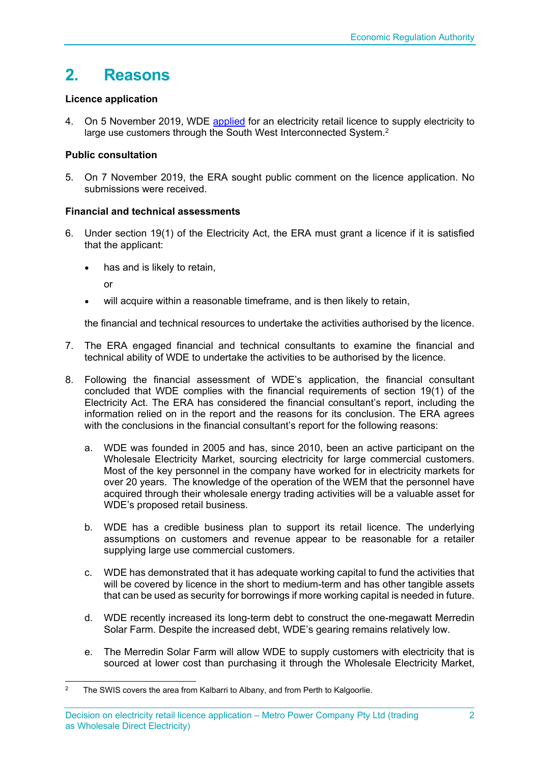# 2. Reasons

**Licence application**

4. On 5 November 2019, WDE applied for an electricity retail licence to supply electricity to large use customers through the South West Interconnected System.[2]

**Public consultation**

5. On 7 November 2019, the ERA sought public comment on the licence application. No submissions were received.

**Financial and technical assessments**

6. Under section 19(1) of the Electricity Act, the ERA must grant a licence if it is satisfied that the applicant:

   - has and is likely to retain,

     or

   - will acquire within a reasonable timeframe, and is then likely to retain,

   the financial and technical resources to undertake the activities authorised by the licence.

7. The ERA engaged financial and technical consultants to examine the financial and technical ability of WDE to undertake the activities to be authorised by the licence.

8. Following the financial assessment of WDE's application, the financial consultant concluded that WDE complies with the financial requirements of section 19(1) of the Electricity Act. The ERA has considered the financial consultant's report, including the information relied on in the report and the reasons for its conclusion. The ERA agrees with the conclusions in the financial consultant's report for the following reasons:

   a. WDE was founded in 2005 and has, since 2010, been an active participant on the Wholesale Electricity Market, sourcing electricity for large commercial customers. Most of the key personnel in the company have worked for in electricity markets for over 20 years. The knowledge of the operation of the WEM that the personnel have acquired through their wholesale energy trading activities will be a valuable asset for WDE's proposed retail business.

   b. WDE has a credible business plan to support its retail licence. The underlying assumptions on customers and revenue appear to be reasonable for a retailer supplying large use commercial customers.

   c. WDE has demonstrated that it has adequate working capital to fund the activities that will be covered by licence in the short to medium-term and has other tangible assets that can be used as security for borrowings if more working capital is needed in future.

   d. WDE recently increased its long-term debt to construct the one-megawatt Merredin Solar Farm. Despite the increased debt, WDE's gearing remains relatively low.

   e. The Merredin Solar Farm will allow WDE to supply customers with electricity that is sourced at lower cost than purchasing it through the Wholesale Electricity Market,

---

[2] The SWIS covers the area from Kalbarri to Albany, and from Perth to Kalgoorlie.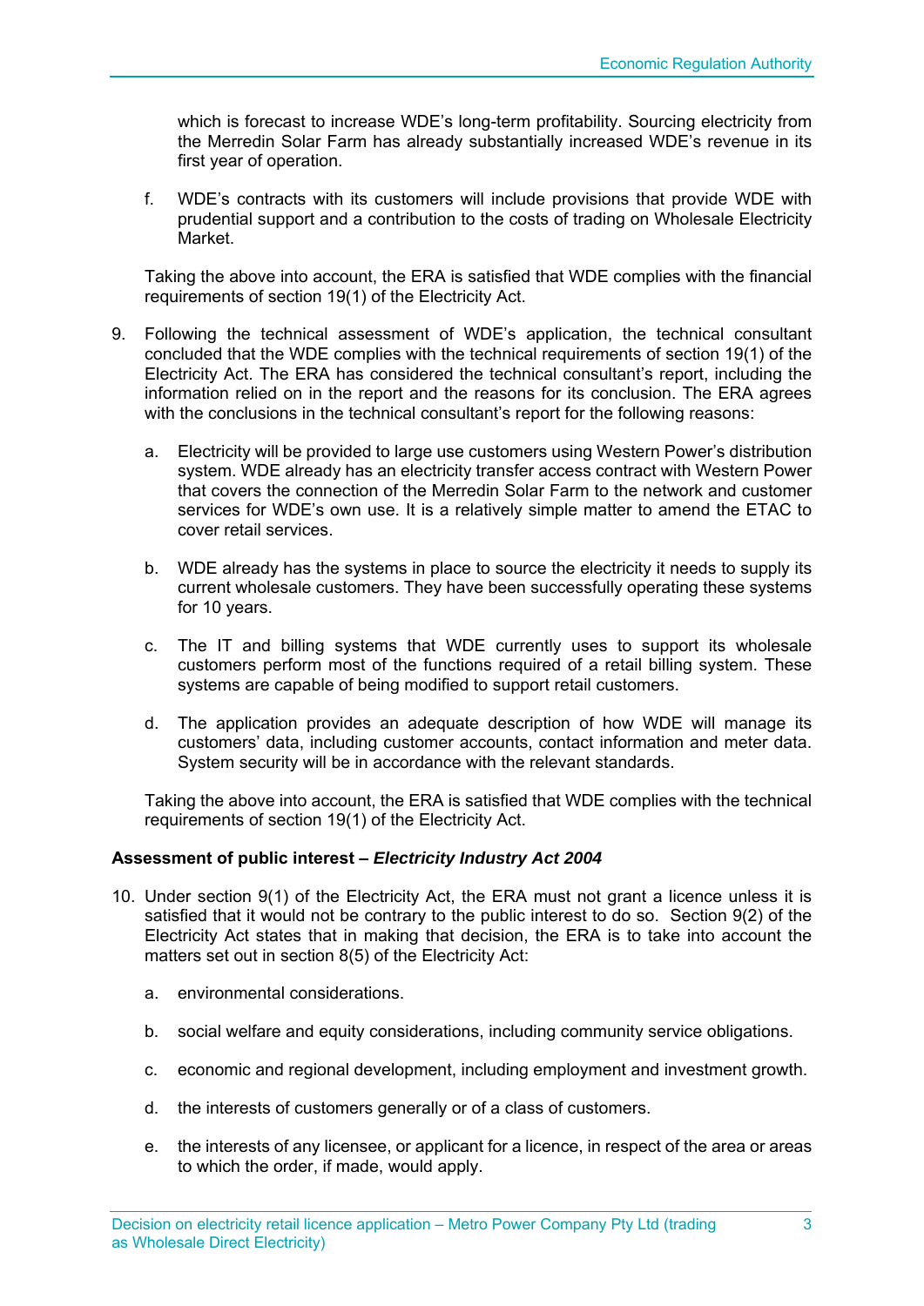which is forecast to increase WDE's long-term profitability. Sourcing electricity from the Merredin Solar Farm has already substantially increased WDE's revenue in its first year of operation.

f. WDE's contracts with its customers will include provisions that provide WDE with prudential support and a contribution to the costs of trading on Wholesale Electricity Market.

Taking the above into account, the ERA is satisfied that WDE complies with the financial requirements of section 19(1) of the Electricity Act.

9. Following the technical assessment of WDE's application, the technical consultant concluded that the WDE complies with the technical requirements of section 19(1) of the Electricity Act. The ERA has considered the technical consultant's report, including the information relied on in the report and the reasons for its conclusion. The ERA agrees with the conclusions in the technical consultant's report for the following reasons:

   a. Electricity will be provided to large use customers using Western Power's distribution system. WDE already has an electricity transfer access contract with Western Power that covers the connection of the Merredin Solar Farm to the network and customer services for WDE's own use. It is a relatively simple matter to amend the ETAC to cover retail services.

   b. WDE already has the systems in place to source the electricity it needs to supply its current wholesale customers. They have been successfully operating these systems for 10 years.

   c. The IT and billing systems that WDE currently uses to support its wholesale customers perform most of the functions required of a retail billing system. These systems are capable of being modified to support retail customers.

   d. The application provides an adequate description of how WDE will manage its customers' data, including customer accounts, contact information and meter data. System security will be in accordance with the relevant standards.

   Taking the above into account, the ERA is satisfied that WDE complies with the technical requirements of section 19(1) of the Electricity Act.

**Assessment of public interest – *Electricity Industry Act 2004***

10. Under section 9(1) of the Electricity Act, the ERA must not grant a licence unless it is satisfied that it would not be contrary to the public interest to do so. Section 9(2) of the Electricity Act states that in making that decision, the ERA is to take into account the matters set out in section 8(5) of the Electricity Act:

   a. environmental considerations.

   b. social welfare and equity considerations, including community service obligations.

   c. economic and regional development, including employment and investment growth.

   d. the interests of customers generally or of a class of customers.

   e. the interests of any licensee, or applicant for a licence, in respect of the area or areas to which the order, if made, would apply.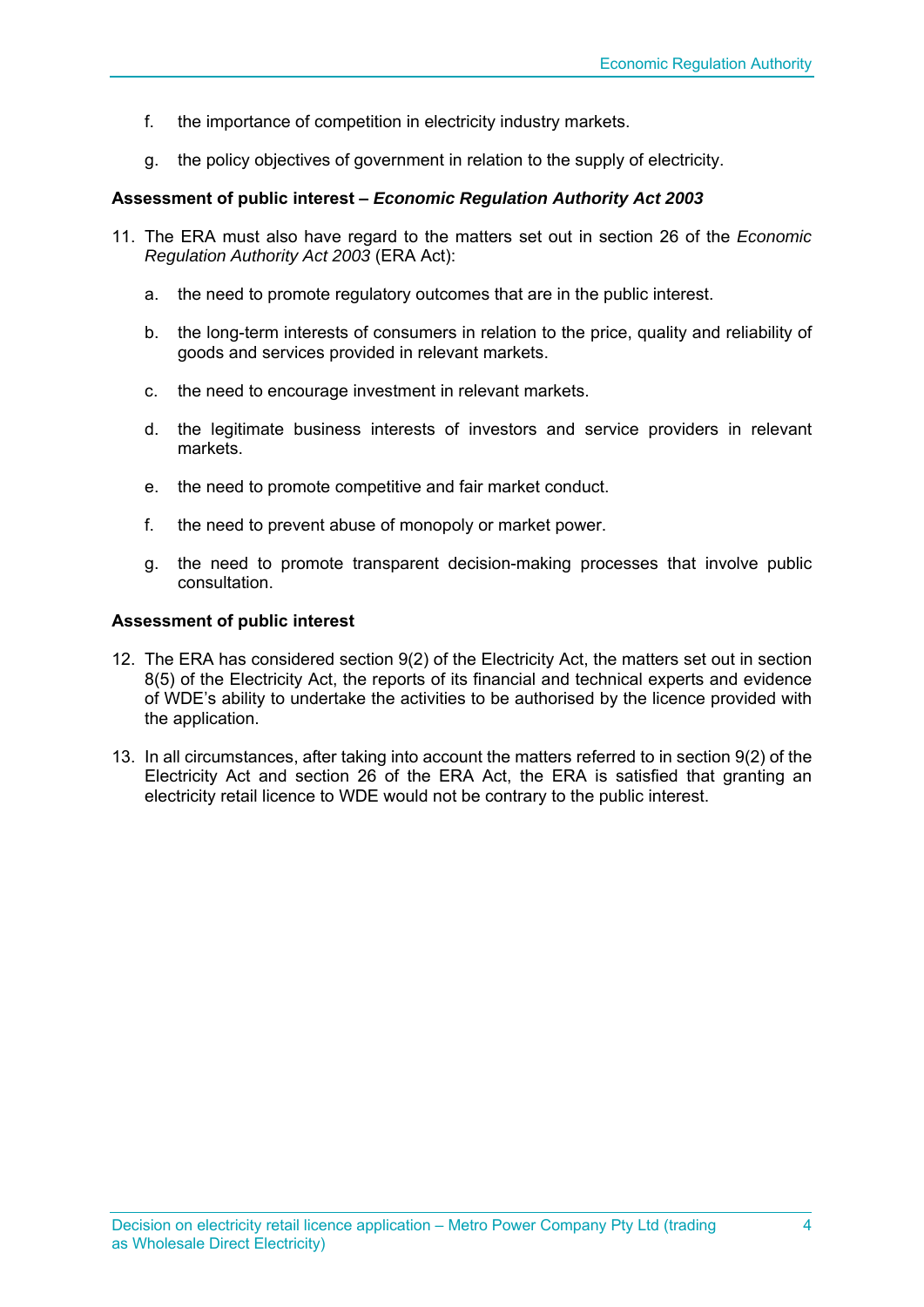f. the importance of competition in electricity industry markets.

g. the policy objectives of government in relation to the supply of electricity.

**Assessment of public interest – *Economic Regulation Authority Act 2003***

11. The ERA must also have regard to the matters set out in section 26 of the *Economic Regulation Authority Act 2003* (ERA Act):

    a. the need to promote regulatory outcomes that are in the public interest.

    b. the long-term interests of consumers in relation to the price, quality and reliability of goods and services provided in relevant markets.

    c. the need to encourage investment in relevant markets.

    d. the legitimate business interests of investors and service providers in relevant markets.

    e. the need to promote competitive and fair market conduct.

    f. the need to prevent abuse of monopoly or market power.

    g. the need to promote transparent decision-making processes that involve public consultation.

**Assessment of public interest**

12. The ERA has considered section 9(2) of the Electricity Act, the matters set out in section 8(5) of the Electricity Act, the reports of its financial and technical experts and evidence of WDE's ability to undertake the activities to be authorised by the licence provided with the application.

13. In all circumstances, after taking into account the matters referred to in section 9(2) of the Electricity Act and section 26 of the ERA Act, the ERA is satisfied that granting an electricity retail licence to WDE would not be contrary to the public interest.